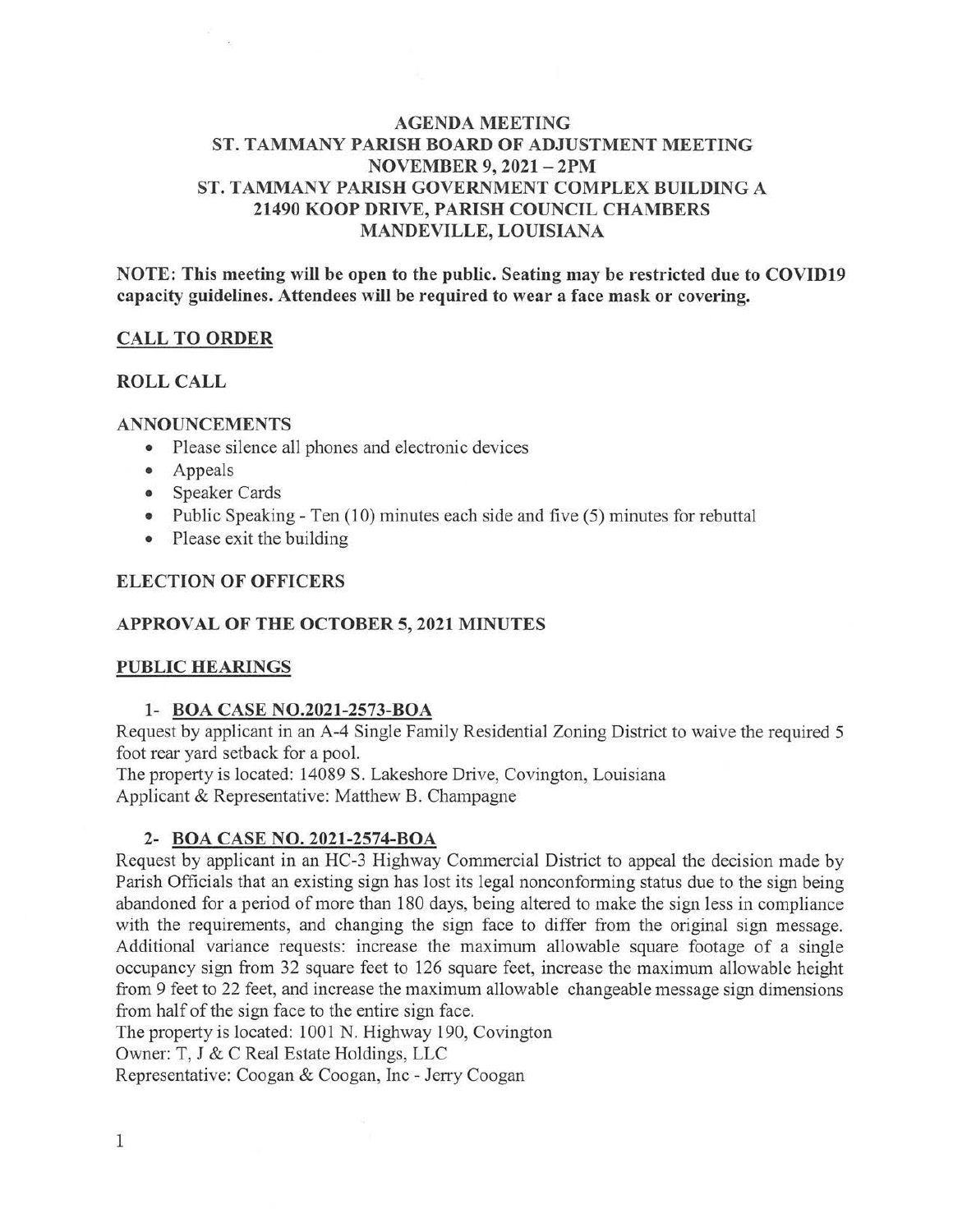# AGENDA MEETING
# ST. TAMMANY PARISH BOARD OF ADJUSTMENT MEETING
# NOVEMBER 9, 2021 – 2PM
# ST. TAMMANY PARISH GOVERNMENT COMPLEX BUILDING A
# 21490 KOOP DRIVE, PARISH COUNCIL CHAMBERS
# MANDEVILLE, LOUISIANA

**NOTE: This meeting will be open to the public. Seating may be restricted due to COVID19 capacity guidelines. Attendees will be required to wear a face mask or covering.**

## CALL TO ORDER

## ROLL CALL

## ANNOUNCEMENTS

- Please silence all phones and electronic devices
- Appeals
- Speaker Cards
- Public Speaking - Ten (10) minutes each side and five (5) minutes for rebuttal
- Please exit the building

## ELECTION OF OFFICERS

## APPROVAL OF THE OCTOBER 5, 2021 MINUTES

## PUBLIC HEARINGS

### 1- BOA CASE NO.2021-2573-BOA

Request by applicant in an A-4 Single Family Residential Zoning District to waive the required 5 foot rear yard setback for a pool.
The property is located: 14089 S. Lakeshore Drive, Covington, Louisiana
Applicant & Representative: Matthew B. Champagne

### 2- BOA CASE NO. 2021-2574-BOA

Request by applicant in an HC-3 Highway Commercial District to appeal the decision made by Parish Officials that an existing sign has lost its legal nonconforming status due to the sign being abandoned for a period of more than 180 days, being altered to make the sign less in compliance with the requirements, and changing the sign face to differ from the original sign message. Additional variance requests: increase the maximum allowable square footage of a single occupancy sign from 32 square feet to 126 square feet, increase the maximum allowable height from 9 feet to 22 feet, and increase the maximum allowable changeable message sign dimensions from half of the sign face to the entire sign face.
The property is located: 1001 N. Highway 190, Covington
Owner: T, J & C Real Estate Holdings, LLC
Representative: Coogan & Coogan, Inc - Jerry Coogan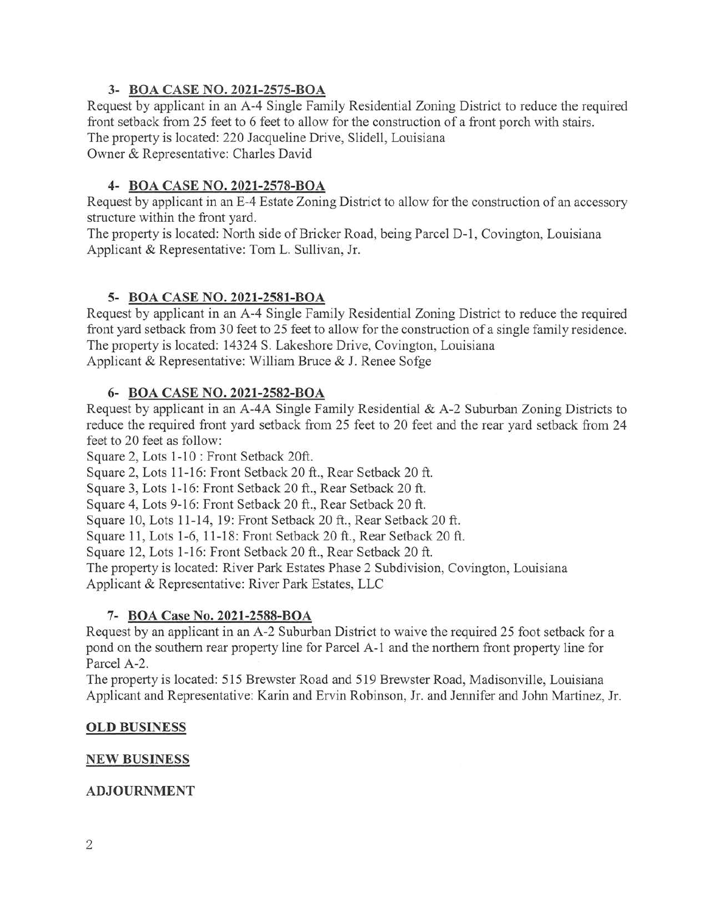3- **BOA CASE NO. 2021-2575-BOA**

Request by applicant in an A-4 Single Family Residential Zoning District to reduce the required front setback from 25 feet to 6 feet to allow for the construction of a front porch with stairs.
The property is located: 220 Jacqueline Drive, Slidell, Louisiana
Owner & Representative: Charles David

4- **BOA CASE NO. 2021-2578-BOA**

Request by applicant in an E-4 Estate Zoning District to allow for the construction of an accessory structure within the front yard.
The property is located: North side of Bricker Road, being Parcel D-1, Covington, Louisiana
Applicant & Representative: Tom L. Sullivan, Jr.

5- **BOA CASE NO. 2021-2581-BOA**

Request by applicant in an A-4 Single Family Residential Zoning District to reduce the required front yard setback from 30 feet to 25 feet to allow for the construction of a single family residence.
The property is located: 14324 S. Lakeshore Drive, Covington, Louisiana
Applicant & Representative: William Bruce & J. Renee Sofge

6- **BOA CASE NO. 2021-2582-BOA**

Request by applicant in an A-4A Single Family Residential & A-2 Suburban Zoning Districts to reduce the required front yard setback from 25 feet to 20 feet and the rear yard setback from 24 feet to 20 feet as follow:
Square 2, Lots 1-10 : Front Setback 20ft.
Square 2, Lots 11-16: Front Setback 20 ft., Rear Setback 20 ft.
Square 3, Lots 1-16: Front Setback 20 ft., Rear Setback 20 ft.
Square 4, Lots 9-16: Front Setback 20 ft., Rear Setback 20 ft.
Square 10, Lots 11-14, 19: Front Setback 20 ft., Rear Setback 20 ft.
Square 11, Lots 1-6, 11-18: Front Setback 20 ft., Rear Setback 20 ft.
Square 12, Lots 1-16: Front Setback 20 ft., Rear Setback 20 ft.
The property is located: River Park Estates Phase 2 Subdivision, Covington, Louisiana
Applicant & Representative: River Park Estates, LLC

7- **BOA Case No. 2021-2588-BOA**

Request by an applicant in an A-2 Suburban District to waive the required 25 foot setback for a pond on the southern rear property line for Parcel A-1 and the northern front property line for Parcel A-2.
The property is located: 515 Brewster Road and 519 Brewster Road, Madisonville, Louisiana
Applicant and Representative: Karin and Ervin Robinson, Jr. and Jennifer and John Martinez, Jr.

**OLD BUSINESS**

**NEW BUSINESS**

**ADJOURNMENT**